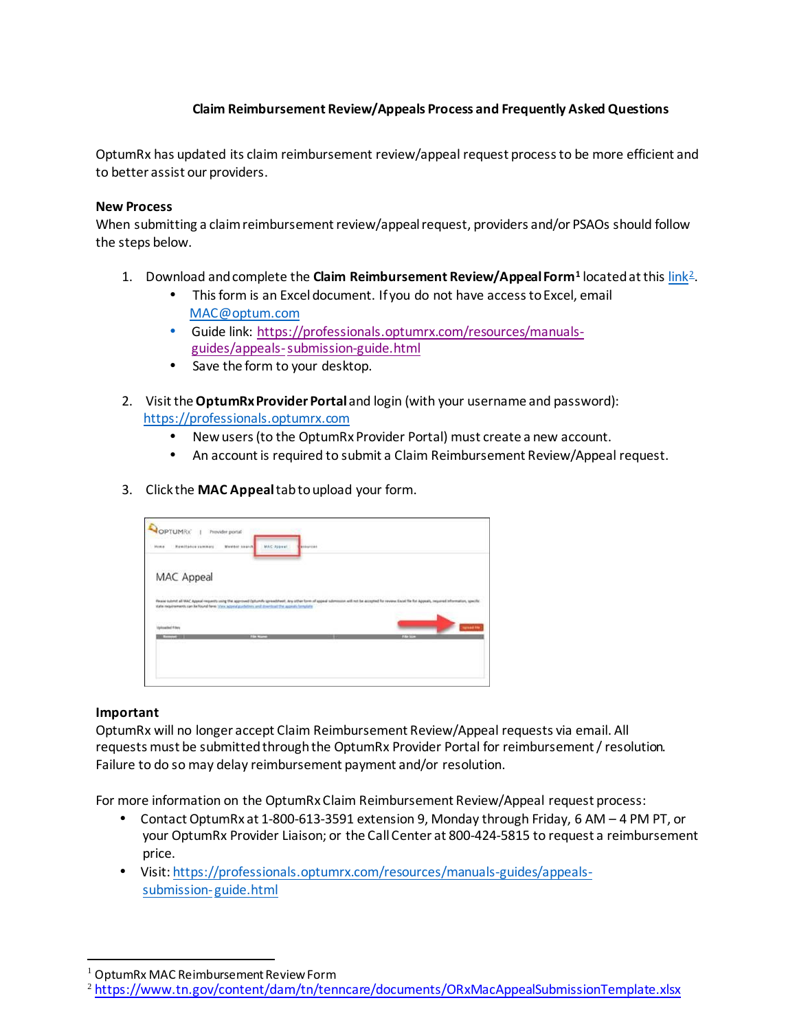# Claim Reimbursement Review/Appeals Process and Frequently Asked Questions

OptumRx has updated its claim reimbursement review/appeal request process to be more efficient and to better assist our providers.

**New Process**

When submitting a claim reimbursement review/appeal request, providers and/or PSAOs should follow the steps below.

1. Download and complete the **Claim Reimbursement Review/Appeal Form**[1] located at this link[2].
   - This form is an Excel document. If you do not have access to Excel, email MAC@optum.com
   - Guide link: https://professionals.optumrx.com/resources/manuals-guides/appeals-submission-guide.html
   - Save the form to your desktop.

2. Visit the **OptumRx Provider Portal** and login (with your username and password): https://professionals.optumrx.com
   - New users (to the OptumRx Provider Portal) must create a new account.
   - An account is required to submit a Claim Reimbursement Review/Appeal request.

3. Click the **MAC Appeal** tab to upload your form.

**Important**

OptumRx will no longer accept Claim Reimbursement Review/Appeal requests via email. All requests must be submitted through the OptumRx Provider Portal for reimbursement / resolution. Failure to do so may delay reimbursement payment and/or resolution.

For more information on the OptumRx Claim Reimbursement Review/Appeal request process:

- Contact OptumRx at 1-800-613-3591 extension 9, Monday through Friday, 6 AM – 4 PM PT, or your OptumRx Provider Liaison; or the Call Center at 800-424-5815 to request a reimbursement price.
- Visit: https://professionals.optumrx.com/resources/manuals-guides/appeals-submission-guide.html

---

[1] OptumRx MAC Reimbursement Review Form

[2] https://www.tn.gov/content/dam/tn/tenncare/documents/ORxMacAppealSubmissionTemplate.xlsx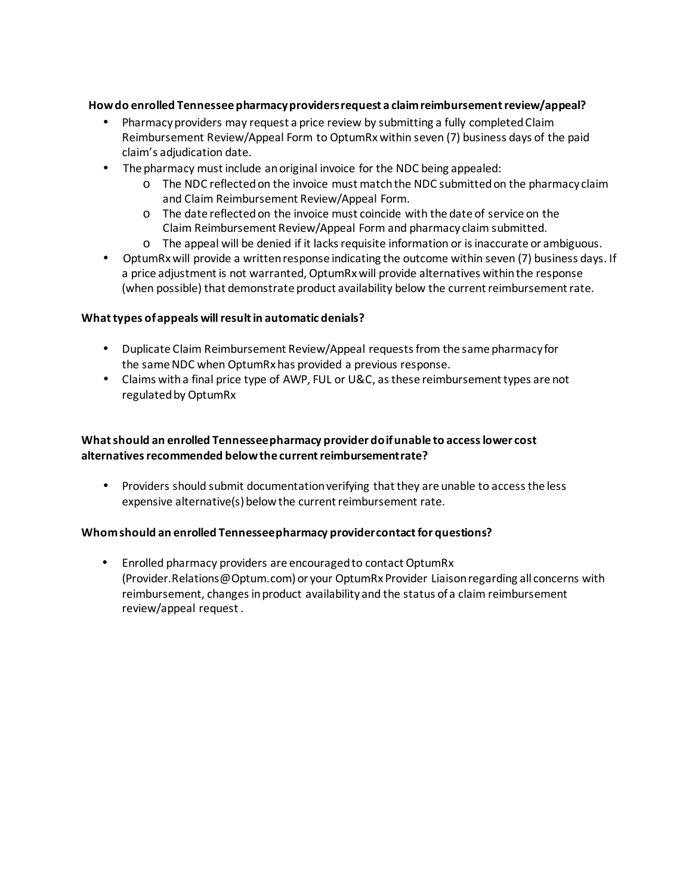**How do enrolled Tennessee pharmacy providers request a claim reimbursement review/appeal?**

- Pharmacy providers may request a price review by submitting a fully completed Claim Reimbursement Review/Appeal Form to OptumRx within seven (7) business days of the paid claim's adjudication date.
- The pharmacy must include an original invoice for the NDC being appealed:
  - The NDC reflected on the invoice must match the NDC submitted on the pharmacy claim and Claim Reimbursement Review/Appeal Form.
  - The date reflected on the invoice must coincide with the date of service on the Claim Reimbursement Review/Appeal Form and pharmacy claim submitted.
  - The appeal will be denied if it lacks requisite information or is inaccurate or ambiguous.
- OptumRx will provide a written response indicating the outcome within seven (7) business days. If a price adjustment is not warranted, OptumRx will provide alternatives within the response (when possible) that demonstrate product availability below the current reimbursement rate.

**What types of appeals will result in automatic denials?**

- Duplicate Claim Reimbursement Review/Appeal requests from the same pharmacy for the same NDC when OptumRx has provided a previous response.
- Claims with a final price type of AWP, FUL or U&C, as these reimbursement types are not regulated by OptumRx

**What should an enrolled Tennessee pharmacy provider do if unable to access lower cost alternatives recommended below the current reimbursement rate?**

- Providers should submit documentation verifying that they are unable to access the less expensive alternative(s) below the current reimbursement rate.

**Whom should an enrolled Tennessee pharmacy provider contact for questions?**

- Enrolled pharmacy providers are encouraged to contact OptumRx (Provider.Relations@Optum.com) or your OptumRx Provider Liaison regarding all concerns with reimbursement, changes in product availability and the status of a claim reimbursement review/appeal request .